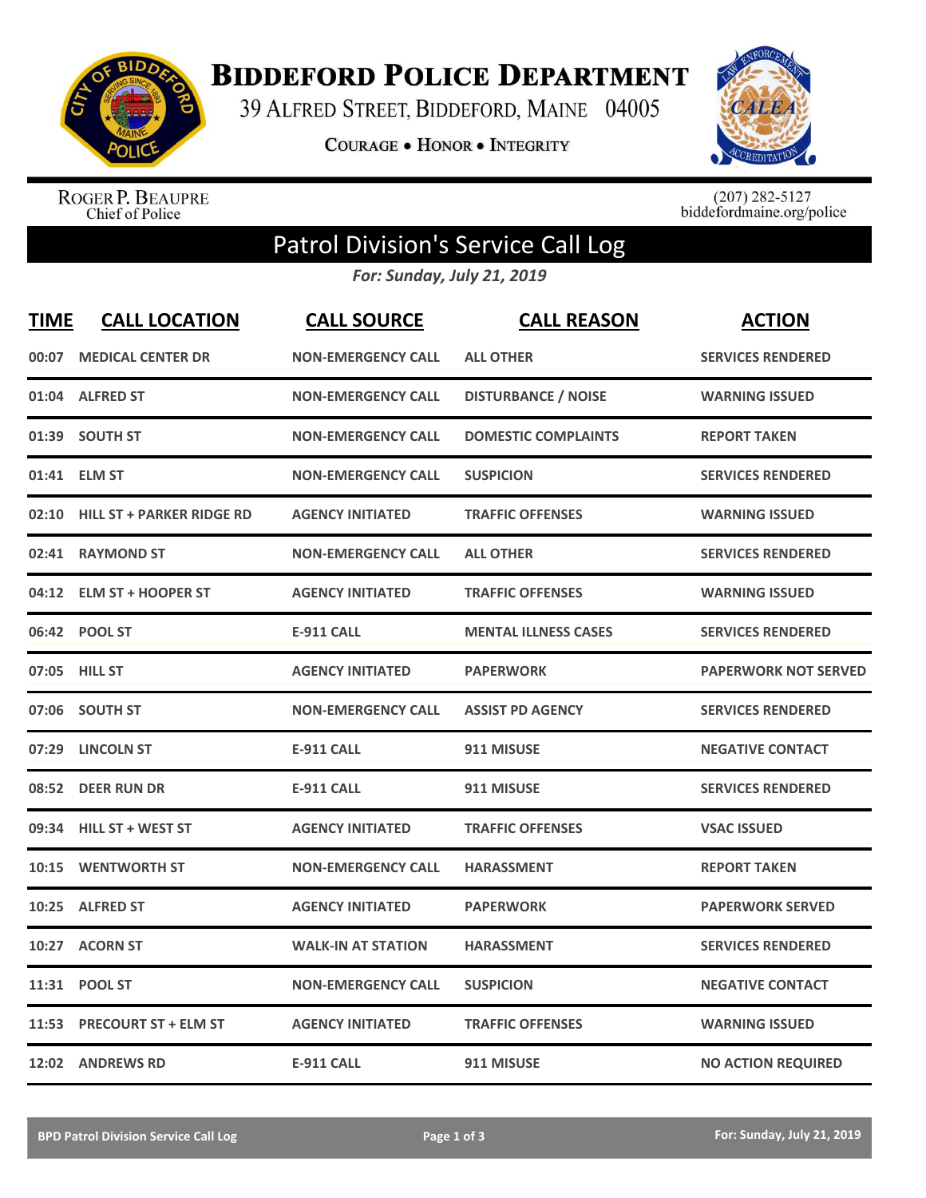# Biddeford Police Department

39 Alfred Street, Biddeford, Maine 04005

Courage • Honor • Integrity

Roger P. Beaupre
Chief of Police

(207) 282-5127
biddefordmaine.org/police

## Patrol Division's Service Call Log

*For: Sunday, July 21, 2019*

| TIME | CALL LOCATION | CALL SOURCE | CALL REASON | ACTION |
|---|---|---|---|---|
| 00:07 | MEDICAL CENTER DR | NON-EMERGENCY CALL | ALL OTHER | SERVICES RENDERED |
| 01:04 | ALFRED ST | NON-EMERGENCY CALL | DISTURBANCE / NOISE | WARNING ISSUED |
| 01:39 | SOUTH ST | NON-EMERGENCY CALL | DOMESTIC COMPLAINTS | REPORT TAKEN |
| 01:41 | ELM ST | NON-EMERGENCY CALL | SUSPICION | SERVICES RENDERED |
| 02:10 | HILL ST + PARKER RIDGE RD | AGENCY INITIATED | TRAFFIC OFFENSES | WARNING ISSUED |
| 02:41 | RAYMOND ST | NON-EMERGENCY CALL | ALL OTHER | SERVICES RENDERED |
| 04:12 | ELM ST + HOOPER ST | AGENCY INITIATED | TRAFFIC OFFENSES | WARNING ISSUED |
| 06:42 | POOL ST | E-911 CALL | MENTAL ILLNESS CASES | SERVICES RENDERED |
| 07:05 | HILL ST | AGENCY INITIATED | PAPERWORK | PAPERWORK NOT SERVED |
| 07:06 | SOUTH ST | NON-EMERGENCY CALL | ASSIST PD AGENCY | SERVICES RENDERED |
| 07:29 | LINCOLN ST | E-911 CALL | 911 MISUSE | NEGATIVE CONTACT |
| 08:52 | DEER RUN DR | E-911 CALL | 911 MISUSE | SERVICES RENDERED |
| 09:34 | HILL ST + WEST ST | AGENCY INITIATED | TRAFFIC OFFENSES | VSAC ISSUED |
| 10:15 | WENTWORTH ST | NON-EMERGENCY CALL | HARASSMENT | REPORT TAKEN |
| 10:25 | ALFRED ST | AGENCY INITIATED | PAPERWORK | PAPERWORK SERVED |
| 10:27 | ACORN ST | WALK-IN AT STATION | HARASSMENT | SERVICES RENDERED |
| 11:31 | POOL ST | NON-EMERGENCY CALL | SUSPICION | NEGATIVE CONTACT |
| 11:53 | PRECOURT ST + ELM ST | AGENCY INITIATED | TRAFFIC OFFENSES | WARNING ISSUED |
| 12:02 | ANDREWS RD | E-911 CALL | 911 MISUSE | NO ACTION REQUIRED |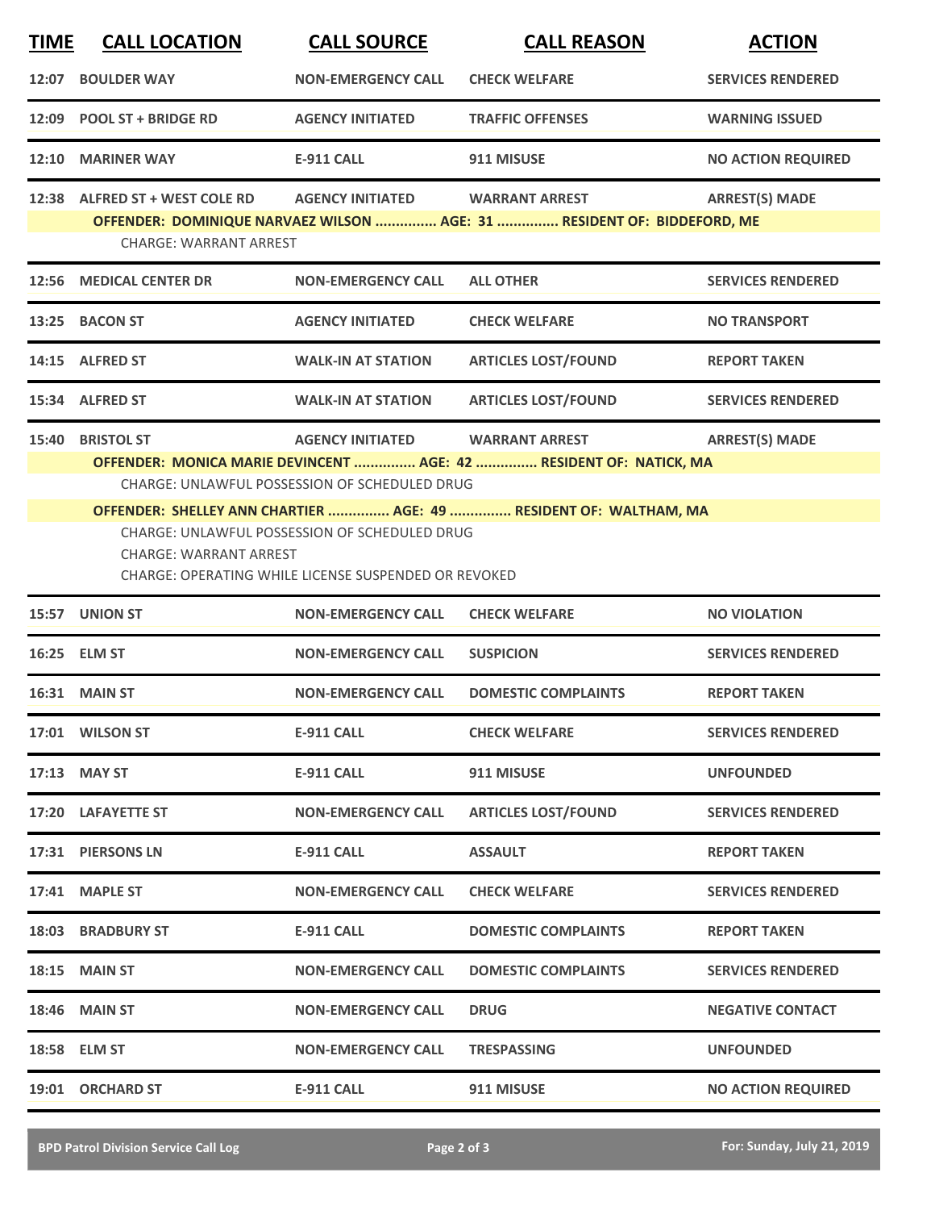| TIME | CALL LOCATION | CALL SOURCE | CALL REASON | ACTION |
|---|---|---|---|---|
| 12:07 | BOULDER WAY | NON-EMERGENCY CALL | CHECK WELFARE | SERVICES RENDERED |
| 12:09 | POOL ST + BRIDGE RD | AGENCY INITIATED | TRAFFIC OFFENSES | WARNING ISSUED |
| 12:10 | MARINER WAY | E-911 CALL | 911 MISUSE | NO ACTION REQUIRED |
| 12:38 | ALFRED ST + WEST COLE RD | AGENCY INITIATED | WARRANT ARREST | ARREST(S) MADE |
| | OFFENDER: DOMINIQUE NARVAEZ WILSON ............... AGE: 31 ............... RESIDENT OF: BIDDEFORD, ME | | | |
| | CHARGE: WARRANT ARREST | | | |
| 12:56 | MEDICAL CENTER DR | NON-EMERGENCY CALL | ALL OTHER | SERVICES RENDERED |
| 13:25 | BACON ST | AGENCY INITIATED | CHECK WELFARE | NO TRANSPORT |
| 14:15 | ALFRED ST | WALK-IN AT STATION | ARTICLES LOST/FOUND | REPORT TAKEN |
| 15:34 | ALFRED ST | WALK-IN AT STATION | ARTICLES LOST/FOUND | SERVICES RENDERED |
| 15:40 | BRISTOL ST | AGENCY INITIATED | WARRANT ARREST | ARREST(S) MADE |
| | OFFENDER: MONICA MARIE DEVINCENT ............... AGE: 42 ............... RESIDENT OF: NATICK, MA | | | |
| | CHARGE: UNLAWFUL POSSESSION OF SCHEDULED DRUG | | | |
| | OFFENDER: SHELLEY ANN CHARTIER ............... AGE: 49 ............... RESIDENT OF: WALTHAM, MA | | | |
| | CHARGE: UNLAWFUL POSSESSION OF SCHEDULED DRUG | | | |
| | CHARGE: WARRANT ARREST | | | |
| | CHARGE: OPERATING WHILE LICENSE SUSPENDED OR REVOKED | | | |
| 15:57 | UNION ST | NON-EMERGENCY CALL | CHECK WELFARE | NO VIOLATION |
| 16:25 | ELM ST | NON-EMERGENCY CALL | SUSPICION | SERVICES RENDERED |
| 16:31 | MAIN ST | NON-EMERGENCY CALL | DOMESTIC COMPLAINTS | REPORT TAKEN |
| 17:01 | WILSON ST | E-911 CALL | CHECK WELFARE | SERVICES RENDERED |
| 17:13 | MAY ST | E-911 CALL | 911 MISUSE | UNFOUNDED |
| 17:20 | LAFAYETTE ST | NON-EMERGENCY CALL | ARTICLES LOST/FOUND | SERVICES RENDERED |
| 17:31 | PIERSONS LN | E-911 CALL | ASSAULT | REPORT TAKEN |
| 17:41 | MAPLE ST | NON-EMERGENCY CALL | CHECK WELFARE | SERVICES RENDERED |
| 18:03 | BRADBURY ST | E-911 CALL | DOMESTIC COMPLAINTS | REPORT TAKEN |
| 18:15 | MAIN ST | NON-EMERGENCY CALL | DOMESTIC COMPLAINTS | SERVICES RENDERED |
| 18:46 | MAIN ST | NON-EMERGENCY CALL | DRUG | NEGATIVE CONTACT |
| 18:58 | ELM ST | NON-EMERGENCY CALL | TRESPASSING | UNFOUNDED |
| 19:01 | ORCHARD ST | E-911 CALL | 911 MISUSE | NO ACTION REQUIRED |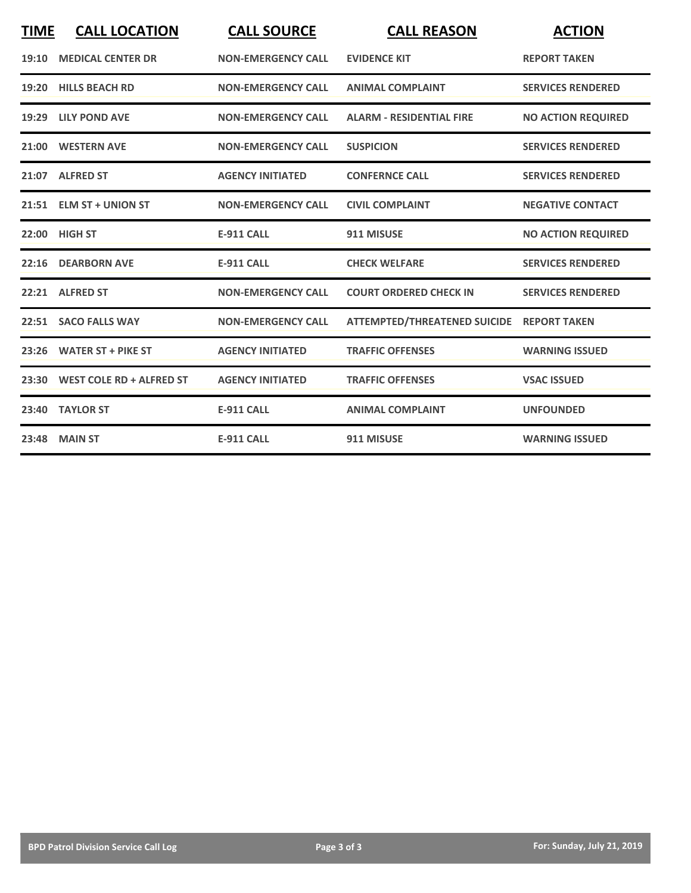| TIME | CALL LOCATION | CALL SOURCE | CALL REASON | ACTION |
| --- | --- | --- | --- | --- |
| 19:10 | MEDICAL CENTER DR | NON-EMERGENCY CALL | EVIDENCE KIT | REPORT TAKEN |
| 19:20 | HILLS BEACH RD | NON-EMERGENCY CALL | ANIMAL COMPLAINT | SERVICES RENDERED |
| 19:29 | LILY POND AVE | NON-EMERGENCY CALL | ALARM - RESIDENTIAL FIRE | NO ACTION REQUIRED |
| 21:00 | WESTERN AVE | NON-EMERGENCY CALL | SUSPICION | SERVICES RENDERED |
| 21:07 | ALFRED ST | AGENCY INITIATED | CONFERNCE CALL | SERVICES RENDERED |
| 21:51 | ELM ST + UNION ST | NON-EMERGENCY CALL | CIVIL COMPLAINT | NEGATIVE CONTACT |
| 22:00 | HIGH ST | E-911 CALL | 911 MISUSE | NO ACTION REQUIRED |
| 22:16 | DEARBORN AVE | E-911 CALL | CHECK WELFARE | SERVICES RENDERED |
| 22:21 | ALFRED ST | NON-EMERGENCY CALL | COURT ORDERED CHECK IN | SERVICES RENDERED |
| 22:51 | SACO FALLS WAY | NON-EMERGENCY CALL | ATTEMPTED/THREATENED SUICIDE | REPORT TAKEN |
| 23:26 | WATER ST + PIKE ST | AGENCY INITIATED | TRAFFIC OFFENSES | WARNING ISSUED |
| 23:30 | WEST COLE RD + ALFRED ST | AGENCY INITIATED | TRAFFIC OFFENSES | VSAC ISSUED |
| 23:40 | TAYLOR ST | E-911 CALL | ANIMAL COMPLAINT | UNFOUNDED |
| 23:48 | MAIN ST | E-911 CALL | 911 MISUSE | WARNING ISSUED |